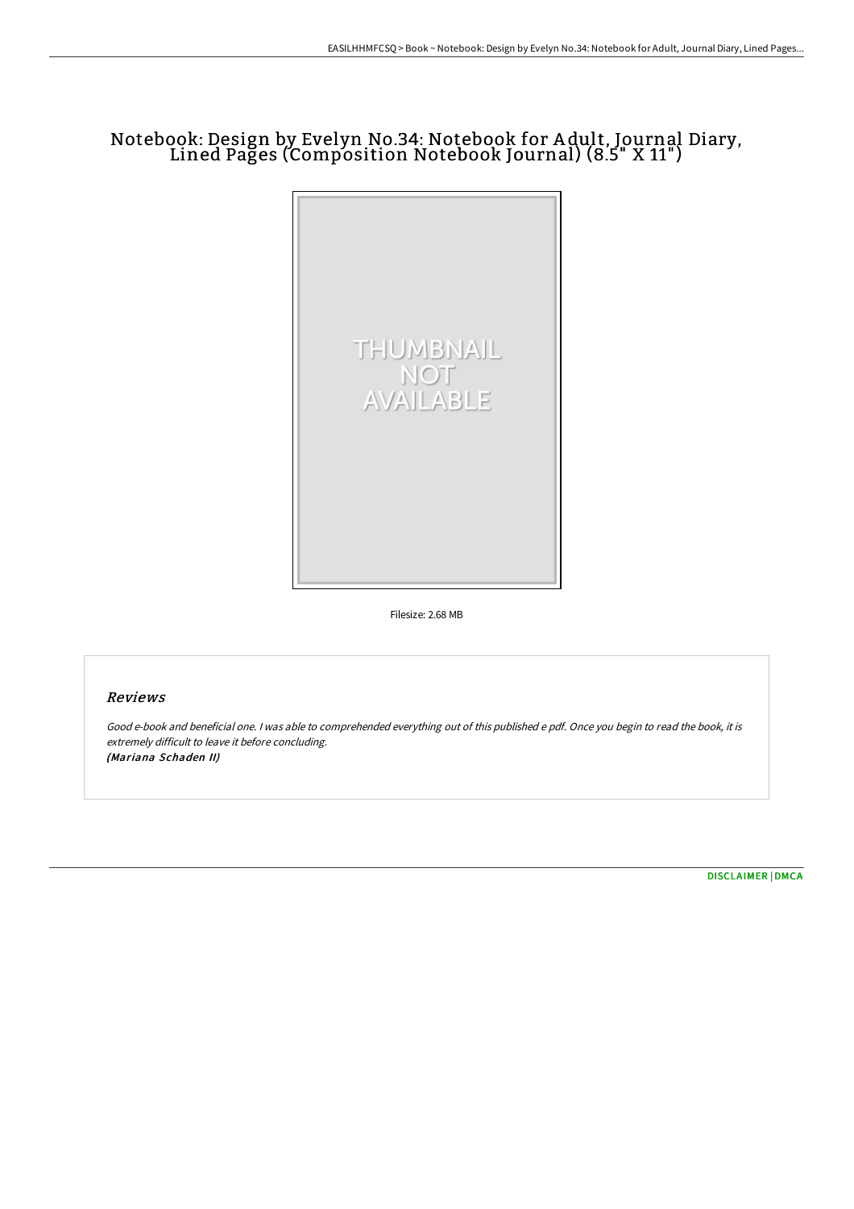# Notebook: Design by Evelyn No.34: Notebook for Adult, Journal Diary, Lined Pages (Composition Notebook Journal) (8.5" X 11")

THUMBNAIL NOT AVAILABLE

Filesize: 2.68 MB

## Reviews

*Good e-book and beneficial one. I was able to comprehended everything out of this published e pdf. Once you begin to read the book, it is extremely difficult to leave it before concluding.*
*(Mariana Schaden II)*

DISCLAIMER | DMCA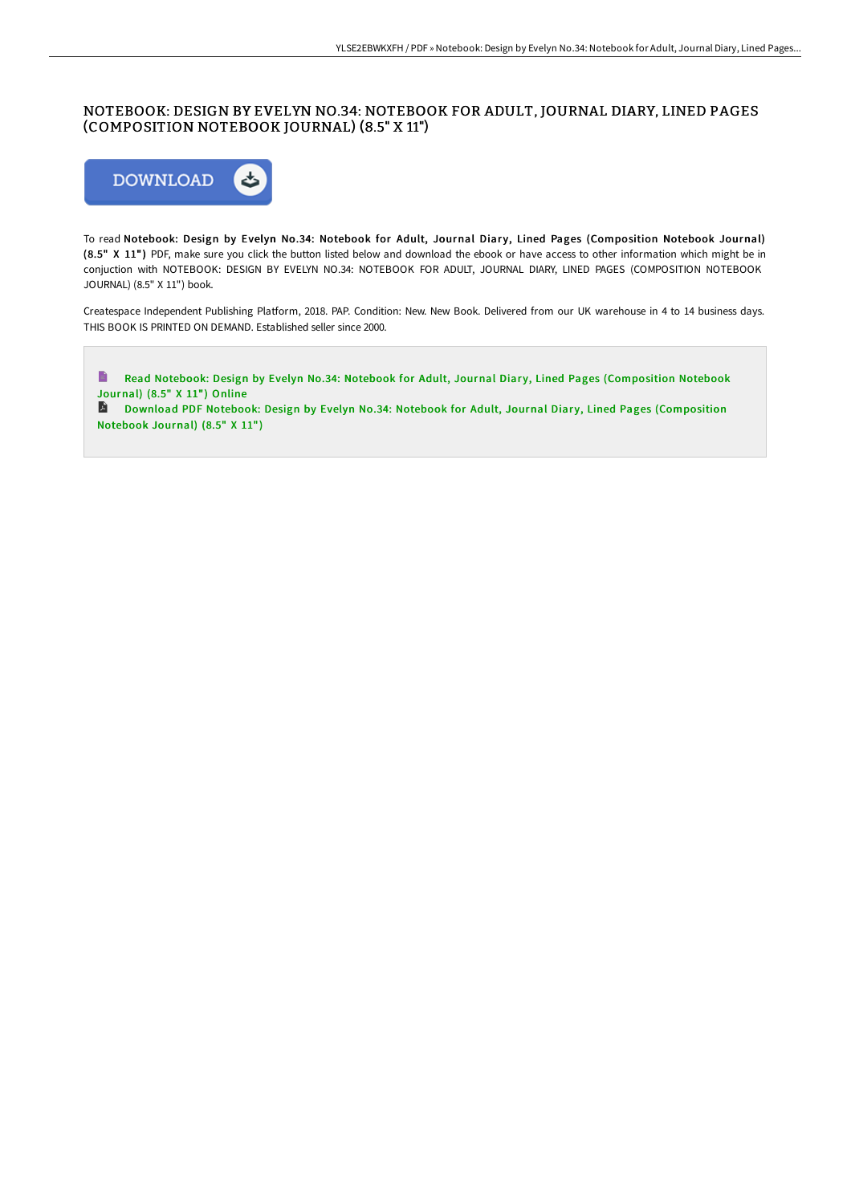# NOTEBOOK: DESIGN BY EVELYN NO.34: NOTEBOOK FOR ADULT, JOURNAL DIARY, LINED PAGES (COMPOSITION NOTEBOOK JOURNAL) (8.5" X 11")

DOWNLOAD

To read **Notebook: Design by Evelyn No.34: Notebook for Adult, Journal Diary, Lined Pages (Composition Notebook Journal) (8.5" X 11")** PDF, make sure you click the button listed below and download the ebook or have access to other information which might be in conjuction with NOTEBOOK: DESIGN BY EVELYN NO.34: NOTEBOOK FOR ADULT, JOURNAL DIARY, LINED PAGES (COMPOSITION NOTEBOOK JOURNAL) (8.5" X 11") book.

Createspace Independent Publishing Platform, 2018. PAP. Condition: New. New Book. Delivered from our UK warehouse in 4 to 14 business days. THIS BOOK IS PRINTED ON DEMAND. Established seller since 2000.

Read Notebook: Design by Evelyn No.34: Notebook for Adult, Journal Diary, Lined Pages (Composition Notebook Journal) (8.5" X 11") Online

Download PDF Notebook: Design by Evelyn No.34: Notebook for Adult, Journal Diary, Lined Pages (Composition Notebook Journal) (8.5" X 11")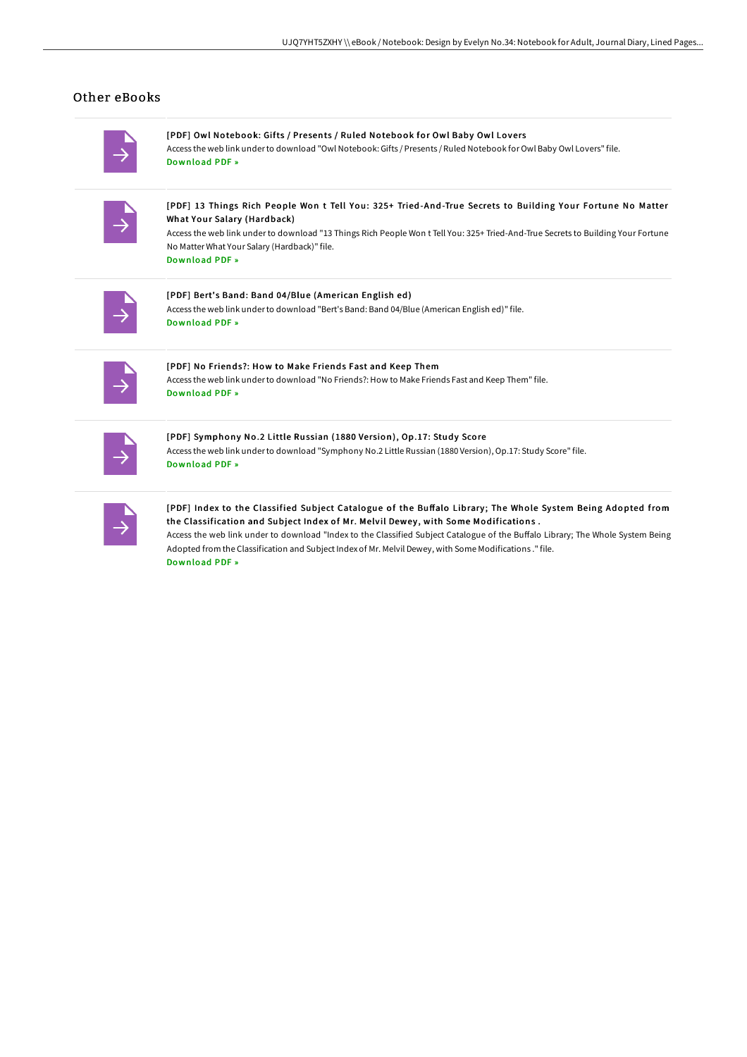## Other eBooks

**[PDF] Owl Notebook: Gifts / Presents / Ruled Notebook for Owl Baby Owl Lovers**
Access the web link under to download "Owl Notebook: Gifts / Presents / Ruled Notebook for Owl Baby Owl Lovers" file.
Download PDF »

**[PDF] 13 Things Rich People Won t Tell You: 325+ Tried-And-True Secrets to Building Your Fortune No Matter What Your Salary (Hardback)**
Access the web link under to download "13 Things Rich People Won t Tell You: 325+ Tried-And-True Secrets to Building Your Fortune No Matter What Your Salary (Hardback)" file.
Download PDF »

**[PDF] Bert's Band: Band 04/Blue (American English ed)**
Access the web link under to download "Bert's Band: Band 04/Blue (American English ed)" file.
Download PDF »

**[PDF] No Friends?: How to Make Friends Fast and Keep Them**
Access the web link under to download "No Friends?: How to Make Friends Fast and Keep Them" file.
Download PDF »

**[PDF] Symphony No.2 Little Russian (1880 Version), Op.17: Study Score**
Access the web link under to download "Symphony No.2 Little Russian (1880 Version), Op.17: Study Score" file.
Download PDF »

**[PDF] Index to the Classified Subject Catalogue of the Buffalo Library; The Whole System Being Adopted from the Classification and Subject Index of Mr. Melvil Dewey, with Some Modifications .**
Access the web link under to download "Index to the Classified Subject Catalogue of the Buffalo Library; The Whole System Being Adopted from the Classification and Subject Index of Mr. Melvil Dewey, with Some Modifications ." file.
Download PDF »